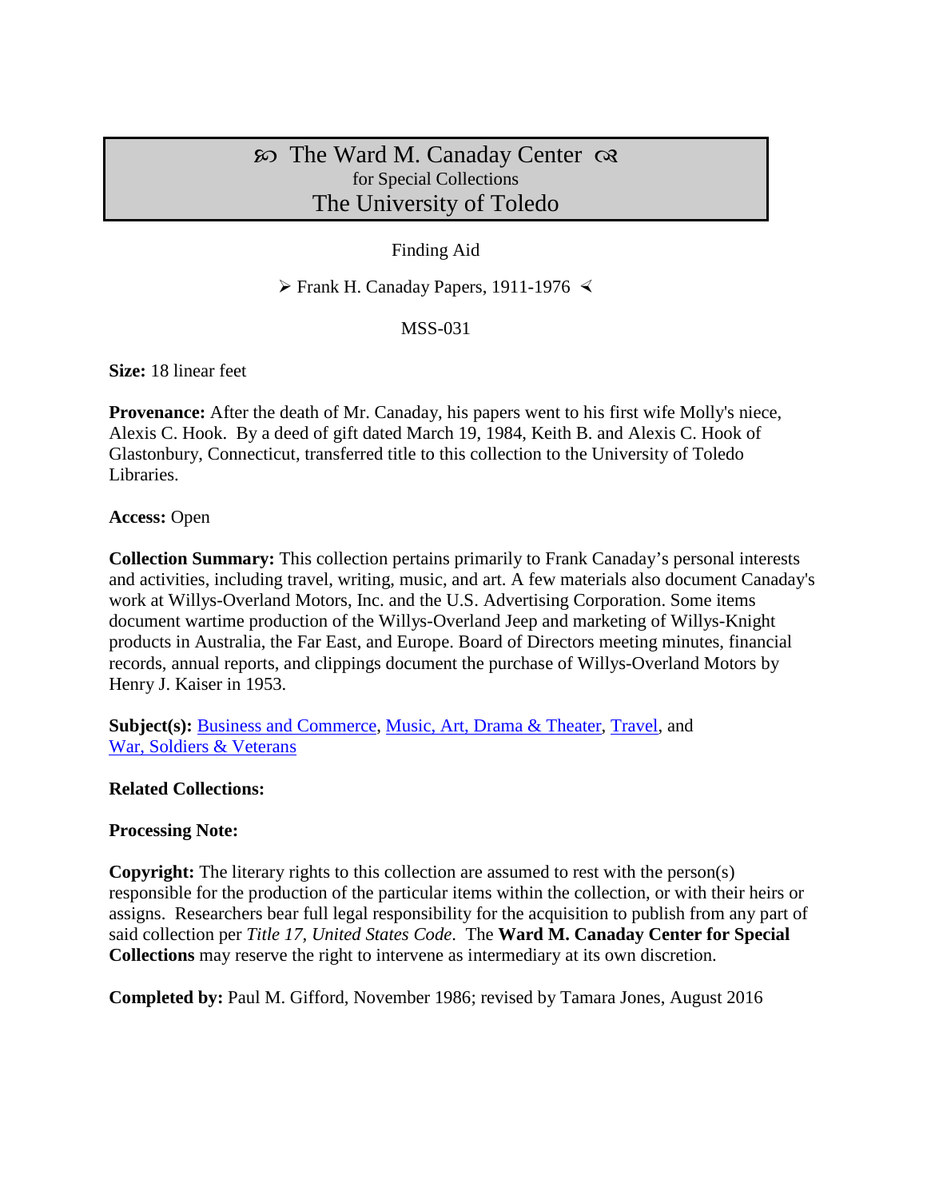# ℘ The Ward M. Canaday Center ☙
### for Special Collections
## The University of Toledo

Finding Aid

➢ Frank H. Canaday Papers, 1911-1976 ≺

MSS-031

**Size:** 18 linear feet

**Provenance:** After the death of Mr. Canaday, his papers went to his first wife Molly's niece, Alexis C. Hook. By a deed of gift dated March 19, 1984, Keith B. and Alexis C. Hook of Glastonbury, Connecticut, transferred title to this collection to the University of Toledo Libraries.

**Access:** Open

**Collection Summary:** This collection pertains primarily to Frank Canaday's personal interests and activities, including travel, writing, music, and art. A few materials also document Canaday's work at Willys-Overland Motors, Inc. and the U.S. Advertising Corporation. Some items document wartime production of the Willys-Overland Jeep and marketing of Willys-Knight products in Australia, the Far East, and Europe. Board of Directors meeting minutes, financial records, annual reports, and clippings document the purchase of Willys-Overland Motors by Henry J. Kaiser in 1953.

**Subject(s):** Business and Commerce, Music, Art, Drama & Theater, Travel, and War, Soldiers & Veterans

**Related Collections:**

**Processing Note:**

**Copyright:** The literary rights to this collection are assumed to rest with the person(s) responsible for the production of the particular items within the collection, or with their heirs or assigns. Researchers bear full legal responsibility for the acquisition to publish from any part of said collection per *Title 17, United States Code*. The **Ward M. Canaday Center for Special Collections** may reserve the right to intervene as intermediary at its own discretion.

**Completed by:** Paul M. Gifford, November 1986; revised by Tamara Jones, August 2016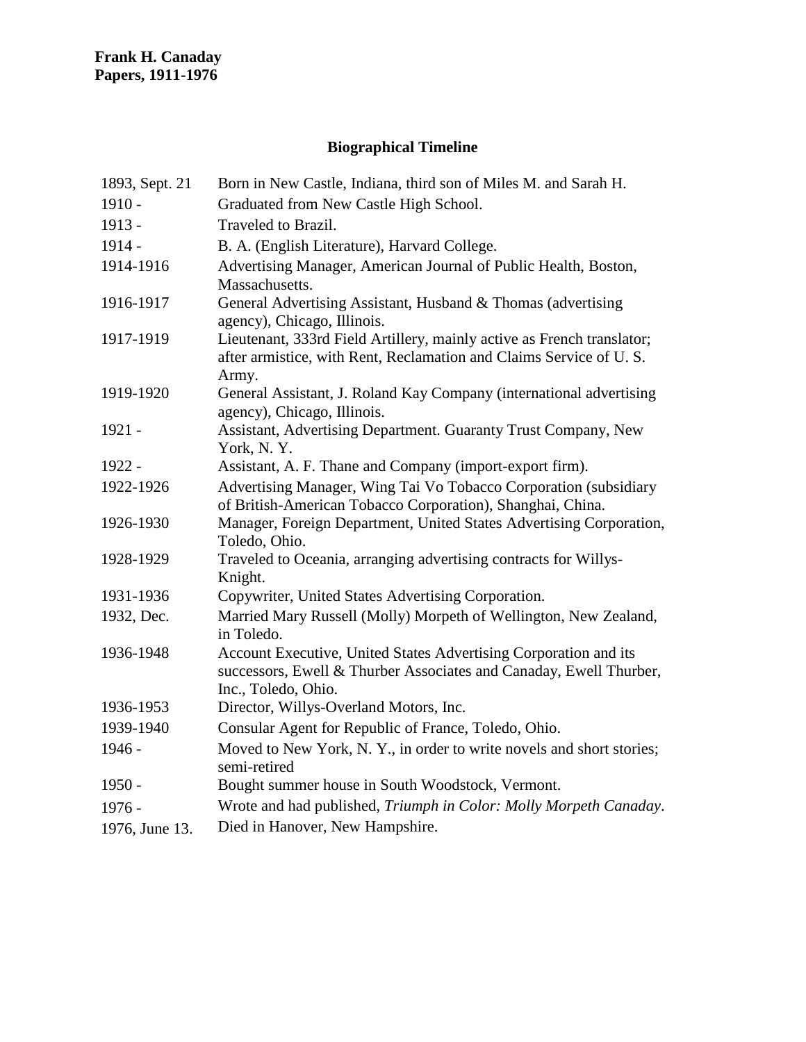**Frank H. Canaday**
**Papers, 1911-1976**

## Biographical Timeline

| | |
|---|---|
| 1893, Sept. 21 | Born in New Castle, Indiana, third son of Miles M. and Sarah H. |
| 1910 - | Graduated from New Castle High School. |
| 1913 - | Traveled to Brazil. |
| 1914 - | B. A. (English Literature), Harvard College. |
| 1914-1916 | Advertising Manager, American Journal of Public Health, Boston, Massachusetts. |
| 1916-1917 | General Advertising Assistant, Husband & Thomas (advertising agency), Chicago, Illinois. |
| 1917-1919 | Lieutenant, 333rd Field Artillery, mainly active as French translator; after armistice, with Rent, Reclamation and Claims Service of U. S. Army. |
| 1919-1920 | General Assistant, J. Roland Kay Company (international advertising agency), Chicago, Illinois. |
| 1921 - | Assistant, Advertising Department. Guaranty Trust Company, New York, N. Y. |
| 1922 - | Assistant, A. F. Thane and Company (import-export firm). |
| 1922-1926 | Advertising Manager, Wing Tai Vo Tobacco Corporation (subsidiary of British-American Tobacco Corporation), Shanghai, China. |
| 1926-1930 | Manager, Foreign Department, United States Advertising Corporation, Toledo, Ohio. |
| 1928-1929 | Traveled to Oceania, arranging advertising contracts for Willys-Knight. |
| 1931-1936 | Copywriter, United States Advertising Corporation. |
| 1932, Dec. | Married Mary Russell (Molly) Morpeth of Wellington, New Zealand, in Toledo. |
| 1936-1948 | Account Executive, United States Advertising Corporation and its successors, Ewell & Thurber Associates and Canaday, Ewell Thurber, Inc., Toledo, Ohio. |
| 1936-1953 | Director, Willys-Overland Motors, Inc. |
| 1939-1940 | Consular Agent for Republic of France, Toledo, Ohio. |
| 1946 - | Moved to New York, N. Y., in order to write novels and short stories; semi-retired |
| 1950 - | Bought summer house in South Woodstock, Vermont. |
| 1976 - | Wrote and had published, *Triumph in Color: Molly Morpeth Canaday*. |
| 1976, June 13. | Died in Hanover, New Hampshire. |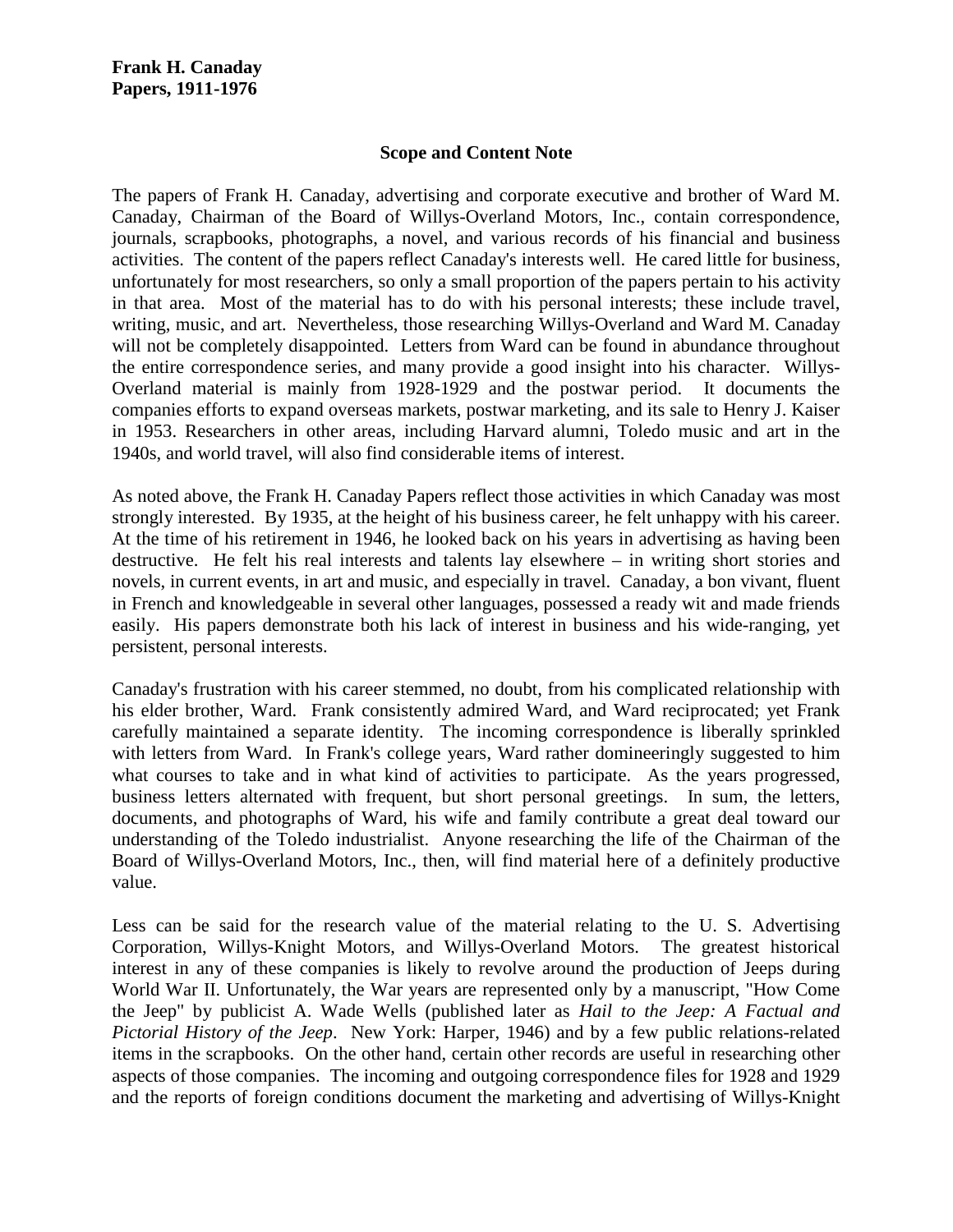**Frank H. Canaday**
**Papers, 1911-1976**

## Scope and Content Note

The papers of Frank H. Canaday, advertising and corporate executive and brother of Ward M. Canaday, Chairman of the Board of Willys-Overland Motors, Inc., contain correspondence, journals, scrapbooks, photographs, a novel, and various records of his financial and business activities. The content of the papers reflect Canaday's interests well. He cared little for business, unfortunately for most researchers, so only a small proportion of the papers pertain to his activity in that area. Most of the material has to do with his personal interests; these include travel, writing, music, and art. Nevertheless, those researching Willys-Overland and Ward M. Canaday will not be completely disappointed. Letters from Ward can be found in abundance throughout the entire correspondence series, and many provide a good insight into his character. Willys-Overland material is mainly from 1928-1929 and the postwar period. It documents the companies efforts to expand overseas markets, postwar marketing, and its sale to Henry J. Kaiser in 1953. Researchers in other areas, including Harvard alumni, Toledo music and art in the 1940s, and world travel, will also find considerable items of interest.

As noted above, the Frank H. Canaday Papers reflect those activities in which Canaday was most strongly interested. By 1935, at the height of his business career, he felt unhappy with his career. At the time of his retirement in 1946, he looked back on his years in advertising as having been destructive. He felt his real interests and talents lay elsewhere – in writing short stories and novels, in current events, in art and music, and especially in travel. Canaday, a bon vivant, fluent in French and knowledgeable in several other languages, possessed a ready wit and made friends easily. His papers demonstrate both his lack of interest in business and his wide-ranging, yet persistent, personal interests.

Canaday's frustration with his career stemmed, no doubt, from his complicated relationship with his elder brother, Ward. Frank consistently admired Ward, and Ward reciprocated; yet Frank carefully maintained a separate identity. The incoming correspondence is liberally sprinkled with letters from Ward. In Frank's college years, Ward rather domineeringly suggested to him what courses to take and in what kind of activities to participate. As the years progressed, business letters alternated with frequent, but short personal greetings. In sum, the letters, documents, and photographs of Ward, his wife and family contribute a great deal toward our understanding of the Toledo industrialist. Anyone researching the life of the Chairman of the Board of Willys-Overland Motors, Inc., then, will find material here of a definitely productive value.

Less can be said for the research value of the material relating to the U. S. Advertising Corporation, Willys-Knight Motors, and Willys-Overland Motors. The greatest historical interest in any of these companies is likely to revolve around the production of Jeeps during World War II. Unfortunately, the War years are represented only by a manuscript, "How Come the Jeep" by publicist A. Wade Wells (published later as *Hail to the Jeep: A Factual and Pictorial History of the Jeep*. New York: Harper, 1946) and by a few public relations-related items in the scrapbooks. On the other hand, certain other records are useful in researching other aspects of those companies. The incoming and outgoing correspondence files for 1928 and 1929 and the reports of foreign conditions document the marketing and advertising of Willys-Knight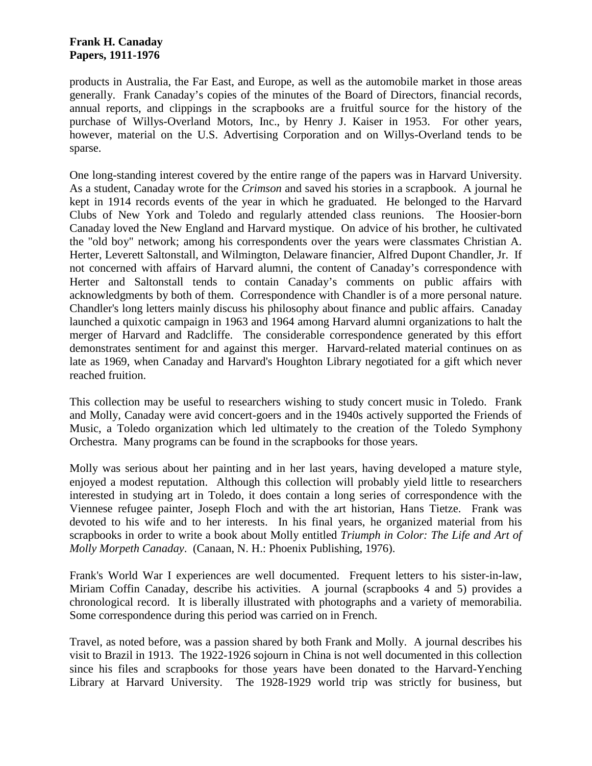products in Australia, the Far East, and Europe, as well as the automobile market in those areas generally. Frank Canaday's copies of the minutes of the Board of Directors, financial records, annual reports, and clippings in the scrapbooks are a fruitful source for the history of the purchase of Willys-Overland Motors, Inc., by Henry J. Kaiser in 1953. For other years, however, material on the U.S. Advertising Corporation and on Willys-Overland tends to be sparse.

One long-standing interest covered by the entire range of the papers was in Harvard University. As a student, Canaday wrote for the *Crimson* and saved his stories in a scrapbook. A journal he kept in 1914 records events of the year in which he graduated. He belonged to the Harvard Clubs of New York and Toledo and regularly attended class reunions. The Hoosier-born Canaday loved the New England and Harvard mystique. On advice of his brother, he cultivated the "old boy" network; among his correspondents over the years were classmates Christian A. Herter, Leverett Saltonstall, and Wilmington, Delaware financier, Alfred Dupont Chandler, Jr. If not concerned with affairs of Harvard alumni, the content of Canaday's correspondence with Herter and Saltonstall tends to contain Canaday's comments on public affairs with acknowledgments by both of them. Correspondence with Chandler is of a more personal nature. Chandler's long letters mainly discuss his philosophy about finance and public affairs. Canaday launched a quixotic campaign in 1963 and 1964 among Harvard alumni organizations to halt the merger of Harvard and Radcliffe. The considerable correspondence generated by this effort demonstrates sentiment for and against this merger. Harvard-related material continues on as late as 1969, when Canaday and Harvard's Houghton Library negotiated for a gift which never reached fruition.

This collection may be useful to researchers wishing to study concert music in Toledo. Frank and Molly, Canaday were avid concert-goers and in the 1940s actively supported the Friends of Music, a Toledo organization which led ultimately to the creation of the Toledo Symphony Orchestra. Many programs can be found in the scrapbooks for those years.

Molly was serious about her painting and in her last years, having developed a mature style, enjoyed a modest reputation. Although this collection will probably yield little to researchers interested in studying art in Toledo, it does contain a long series of correspondence with the Viennese refugee painter, Joseph Floch and with the art historian, Hans Tietze. Frank was devoted to his wife and to her interests. In his final years, he organized material from his scrapbooks in order to write a book about Molly entitled *Triumph in Color: The Life and Art of Molly Morpeth Canaday*. (Canaan, N. H.: Phoenix Publishing, 1976).

Frank's World War I experiences are well documented. Frequent letters to his sister-in-law, Miriam Coffin Canaday, describe his activities. A journal (scrapbooks 4 and 5) provides a chronological record. It is liberally illustrated with photographs and a variety of memorabilia. Some correspondence during this period was carried on in French.

Travel, as noted before, was a passion shared by both Frank and Molly. A journal describes his visit to Brazil in 1913. The 1922-1926 sojourn in China is not well documented in this collection since his files and scrapbooks for those years have been donated to the Harvard-Yenching Library at Harvard University. The 1928-1929 world trip was strictly for business, but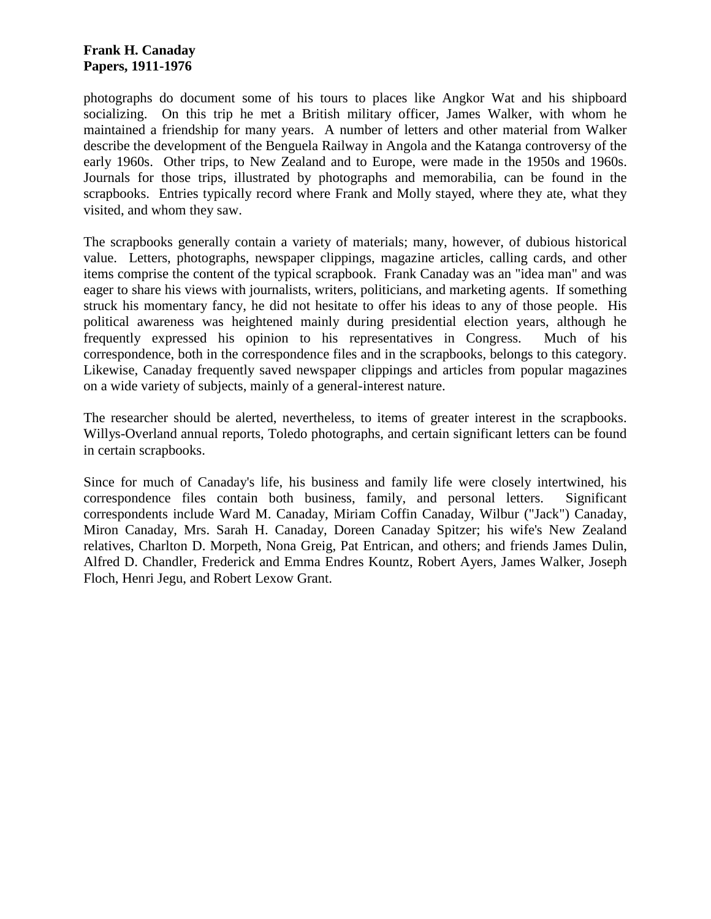photographs do document some of his tours to places like Angkor Wat and his shipboard socializing. On this trip he met a British military officer, James Walker, with whom he maintained a friendship for many years. A number of letters and other material from Walker describe the development of the Benguela Railway in Angola and the Katanga controversy of the early 1960s. Other trips, to New Zealand and to Europe, were made in the 1950s and 1960s. Journals for those trips, illustrated by photographs and memorabilia, can be found in the scrapbooks. Entries typically record where Frank and Molly stayed, where they ate, what they visited, and whom they saw.

The scrapbooks generally contain a variety of materials; many, however, of dubious historical value. Letters, photographs, newspaper clippings, magazine articles, calling cards, and other items comprise the content of the typical scrapbook. Frank Canaday was an "idea man" and was eager to share his views with journalists, writers, politicians, and marketing agents. If something struck his momentary fancy, he did not hesitate to offer his ideas to any of those people. His political awareness was heightened mainly during presidential election years, although he frequently expressed his opinion to his representatives in Congress. Much of his correspondence, both in the correspondence files and in the scrapbooks, belongs to this category. Likewise, Canaday frequently saved newspaper clippings and articles from popular magazines on a wide variety of subjects, mainly of a general-interest nature.

The researcher should be alerted, nevertheless, to items of greater interest in the scrapbooks. Willys-Overland annual reports, Toledo photographs, and certain significant letters can be found in certain scrapbooks.

Since for much of Canaday's life, his business and family life were closely intertwined, his correspondence files contain both business, family, and personal letters. Significant correspondents include Ward M. Canaday, Miriam Coffin Canaday, Wilbur ("Jack") Canaday, Miron Canaday, Mrs. Sarah H. Canaday, Doreen Canaday Spitzer; his wife's New Zealand relatives, Charlton D. Morpeth, Nona Greig, Pat Entrican, and others; and friends James Dulin, Alfred D. Chandler, Frederick and Emma Endres Kountz, Robert Ayers, James Walker, Joseph Floch, Henri Jegu, and Robert Lexow Grant.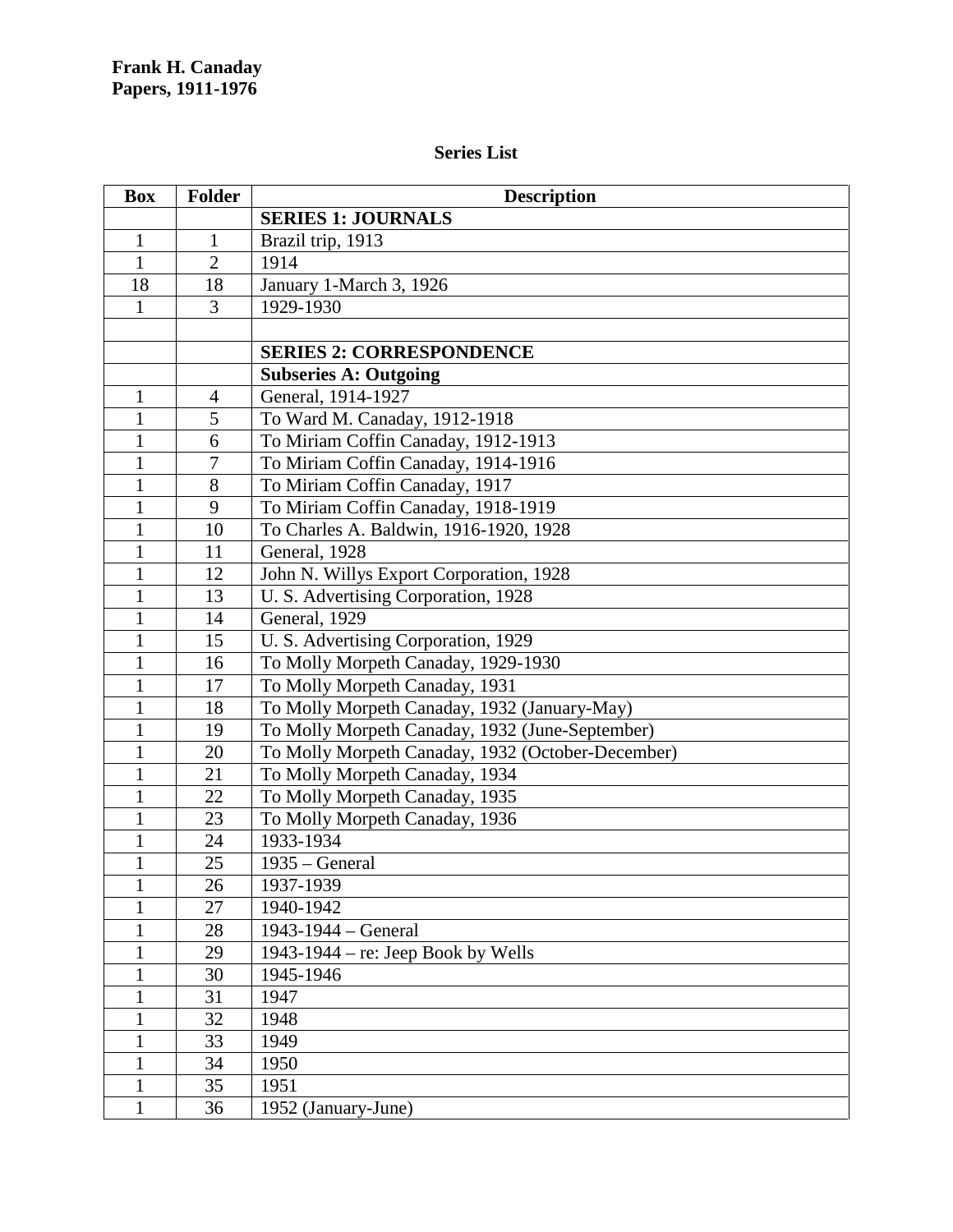**Frank H. Canaday**
**Papers, 1911-1976**

## Series List

| Box | Folder | Description |
|---|---|---|
| | | **SERIES 1: JOURNALS** |
| 1 | 1 | Brazil trip, 1913 |
| 1 | 2 | 1914 |
| 18 | 18 | January 1-March 3, 1926 |
| 1 | 3 | 1929-1930 |
| | | |
| | | **SERIES 2: CORRESPONDENCE** |
| | | **Subseries A: Outgoing** |
| 1 | 4 | General, 1914-1927 |
| 1 | 5 | To Ward M. Canaday, 1912-1918 |
| 1 | 6 | To Miriam Coffin Canaday, 1912-1913 |
| 1 | 7 | To Miriam Coffin Canaday, 1914-1916 |
| 1 | 8 | To Miriam Coffin Canaday, 1917 |
| 1 | 9 | To Miriam Coffin Canaday, 1918-1919 |
| 1 | 10 | To Charles A. Baldwin, 1916-1920, 1928 |
| 1 | 11 | General, 1928 |
| 1 | 12 | John N. Willys Export Corporation, 1928 |
| 1 | 13 | U. S. Advertising Corporation, 1928 |
| 1 | 14 | General, 1929 |
| 1 | 15 | U. S. Advertising Corporation, 1929 |
| 1 | 16 | To Molly Morpeth Canaday, 1929-1930 |
| 1 | 17 | To Molly Morpeth Canaday, 1931 |
| 1 | 18 | To Molly Morpeth Canaday, 1932 (January-May) |
| 1 | 19 | To Molly Morpeth Canaday, 1932 (June-September) |
| 1 | 20 | To Molly Morpeth Canaday, 1932 (October-December) |
| 1 | 21 | To Molly Morpeth Canaday, 1934 |
| 1 | 22 | To Molly Morpeth Canaday, 1935 |
| 1 | 23 | To Molly Morpeth Canaday, 1936 |
| 1 | 24 | 1933-1934 |
| 1 | 25 | 1935 – General |
| 1 | 26 | 1937-1939 |
| 1 | 27 | 1940-1942 |
| 1 | 28 | 1943-1944 – General |
| 1 | 29 | 1943-1944 – re: Jeep Book by Wells |
| 1 | 30 | 1945-1946 |
| 1 | 31 | 1947 |
| 1 | 32 | 1948 |
| 1 | 33 | 1949 |
| 1 | 34 | 1950 |
| 1 | 35 | 1951 |
| 1 | 36 | 1952 (January-June) |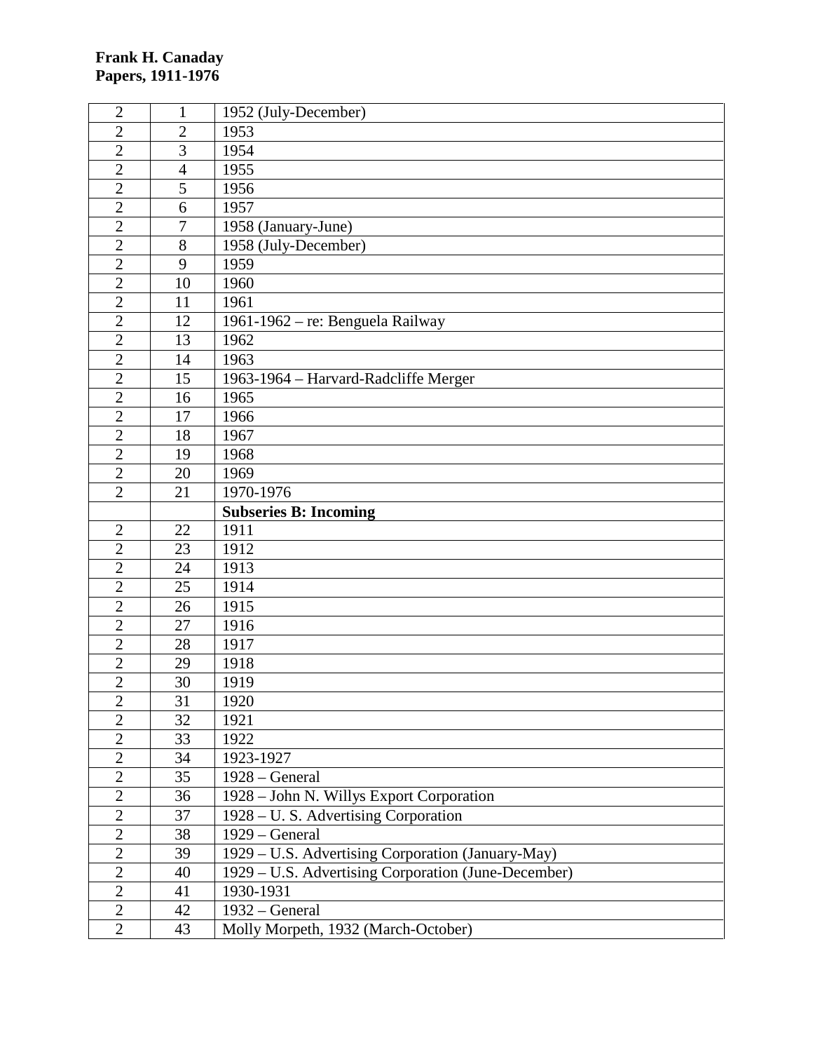**Frank H. Canaday**
**Papers, 1911-1976**

| | | |
|---|---|---|
| 2 | 1 | 1952 (July-December) |
| 2 | 2 | 1953 |
| 2 | 3 | 1954 |
| 2 | 4 | 1955 |
| 2 | 5 | 1956 |
| 2 | 6 | 1957 |
| 2 | 7 | 1958 (January-June) |
| 2 | 8 | 1958 (July-December) |
| 2 | 9 | 1959 |
| 2 | 10 | 1960 |
| 2 | 11 | 1961 |
| 2 | 12 | 1961-1962 – re: Benguela Railway |
| 2 | 13 | 1962 |
| 2 | 14 | 1963 |
| 2 | 15 | 1963-1964 – Harvard-Radcliffe Merger |
| 2 | 16 | 1965 |
| 2 | 17 | 1966 |
| 2 | 18 | 1967 |
| 2 | 19 | 1968 |
| 2 | 20 | 1969 |
| 2 | 21 | 1970-1976 |
| | | **Subseries B: Incoming** |
| 2 | 22 | 1911 |
| 2 | 23 | 1912 |
| 2 | 24 | 1913 |
| 2 | 25 | 1914 |
| 2 | 26 | 1915 |
| 2 | 27 | 1916 |
| 2 | 28 | 1917 |
| 2 | 29 | 1918 |
| 2 | 30 | 1919 |
| 2 | 31 | 1920 |
| 2 | 32 | 1921 |
| 2 | 33 | 1922 |
| 2 | 34 | 1923-1927 |
| 2 | 35 | 1928 – General |
| 2 | 36 | 1928 – John N. Willys Export Corporation |
| 2 | 37 | 1928 – U. S. Advertising Corporation |
| 2 | 38 | 1929 – General |
| 2 | 39 | 1929 – U.S. Advertising Corporation (January-May) |
| 2 | 40 | 1929 – U.S. Advertising Corporation (June-December) |
| 2 | 41 | 1930-1931 |
| 2 | 42 | 1932 – General |
| 2 | 43 | Molly Morpeth, 1932 (March-October) |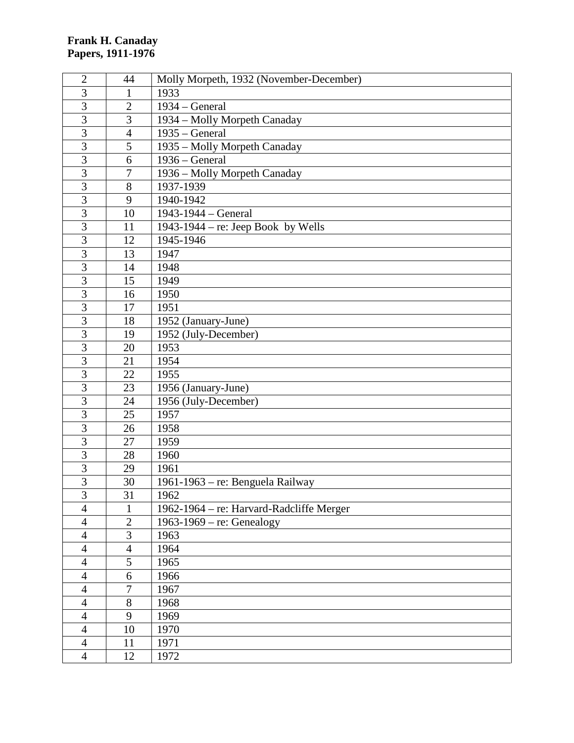**Frank H. Canaday**
**Papers, 1911-1976**

| | | |
|---|---|---|
| 2 | 44 | Molly Morpeth, 1932 (November-December) |
| 3 | 1 | 1933 |
| 3 | 2 | 1934 – General |
| 3 | 3 | 1934 – Molly Morpeth Canaday |
| 3 | 4 | 1935 – General |
| 3 | 5 | 1935 – Molly Morpeth Canaday |
| 3 | 6 | 1936 – General |
| 3 | 7 | 1936 – Molly Morpeth Canaday |
| 3 | 8 | 1937-1939 |
| 3 | 9 | 1940-1942 |
| 3 | 10 | 1943-1944 – General |
| 3 | 11 | 1943-1944 – re: Jeep Book by Wells |
| 3 | 12 | 1945-1946 |
| 3 | 13 | 1947 |
| 3 | 14 | 1948 |
| 3 | 15 | 1949 |
| 3 | 16 | 1950 |
| 3 | 17 | 1951 |
| 3 | 18 | 1952 (January-June) |
| 3 | 19 | 1952 (July-December) |
| 3 | 20 | 1953 |
| 3 | 21 | 1954 |
| 3 | 22 | 1955 |
| 3 | 23 | 1956 (January-June) |
| 3 | 24 | 1956 (July-December) |
| 3 | 25 | 1957 |
| 3 | 26 | 1958 |
| 3 | 27 | 1959 |
| 3 | 28 | 1960 |
| 3 | 29 | 1961 |
| 3 | 30 | 1961-1963 – re: Benguela Railway |
| 3 | 31 | 1962 |
| 4 | 1 | 1962-1964 – re: Harvard-Radcliffe Merger |
| 4 | 2 | 1963-1969 – re: Genealogy |
| 4 | 3 | 1963 |
| 4 | 4 | 1964 |
| 4 | 5 | 1965 |
| 4 | 6 | 1966 |
| 4 | 7 | 1967 |
| 4 | 8 | 1968 |
| 4 | 9 | 1969 |
| 4 | 10 | 1970 |
| 4 | 11 | 1971 |
| 4 | 12 | 1972 |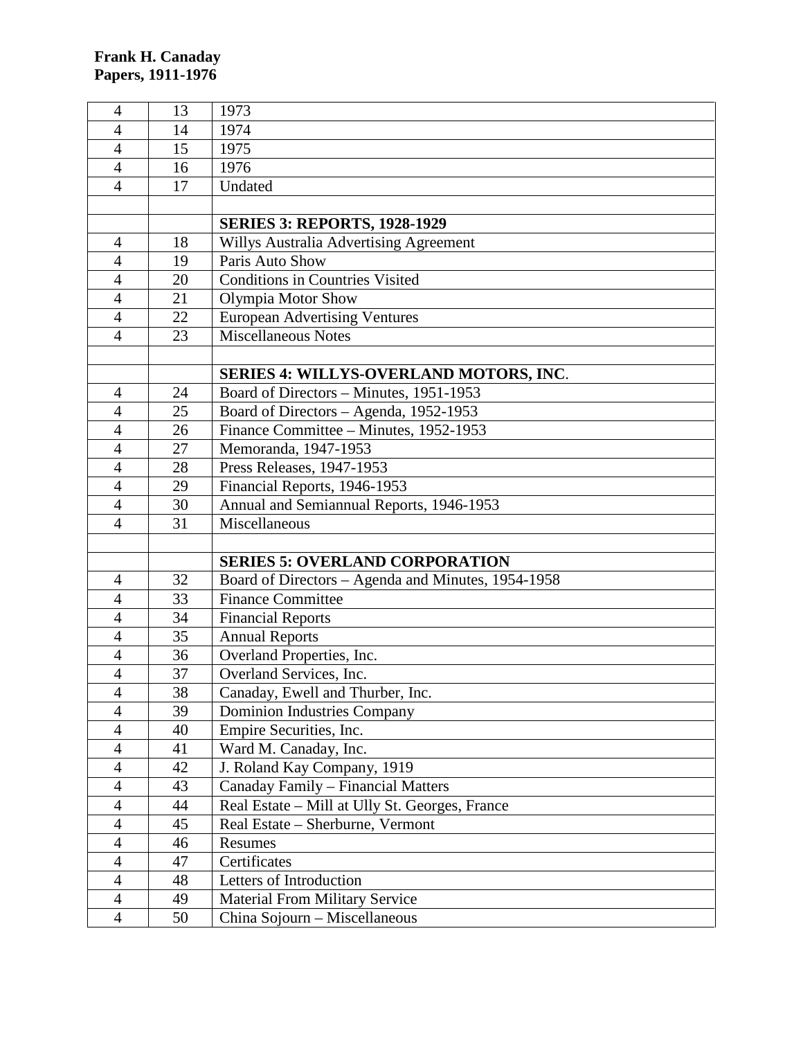| | | |
|---|---|---|
| 4 | 13 | 1973 |
| 4 | 14 | 1974 |
| 4 | 15 | 1975 |
| 4 | 16 | 1976 |
| 4 | 17 | Undated |
| | | |
| | | **SERIES 3: REPORTS, 1928-1929** |
| 4 | 18 | Willys Australia Advertising Agreement |
| 4 | 19 | Paris Auto Show |
| 4 | 20 | Conditions in Countries Visited |
| 4 | 21 | Olympia Motor Show |
| 4 | 22 | European Advertising Ventures |
| 4 | 23 | Miscellaneous Notes |
| | | |
| | | **SERIES 4: WILLYS-OVERLAND MOTORS, INC**. |
| 4 | 24 | Board of Directors – Minutes, 1951-1953 |
| 4 | 25 | Board of Directors – Agenda, 1952-1953 |
| 4 | 26 | Finance Committee – Minutes, 1952-1953 |
| 4 | 27 | Memoranda, 1947-1953 |
| 4 | 28 | Press Releases, 1947-1953 |
| 4 | 29 | Financial Reports, 1946-1953 |
| 4 | 30 | Annual and Semiannual Reports, 1946-1953 |
| 4 | 31 | Miscellaneous |
| | | |
| | | **SERIES 5: OVERLAND CORPORATION** |
| 4 | 32 | Board of Directors – Agenda and Minutes, 1954-1958 |
| 4 | 33 | Finance Committee |
| 4 | 34 | Financial Reports |
| 4 | 35 | Annual Reports |
| 4 | 36 | Overland Properties, Inc. |
| 4 | 37 | Overland Services, Inc. |
| 4 | 38 | Canaday, Ewell and Thurber, Inc. |
| 4 | 39 | Dominion Industries Company |
| 4 | 40 | Empire Securities, Inc. |
| 4 | 41 | Ward M. Canaday, Inc. |
| 4 | 42 | J. Roland Kay Company, 1919 |
| 4 | 43 | Canaday Family – Financial Matters |
| 4 | 44 | Real Estate – Mill at Ully St. Georges, France |
| 4 | 45 | Real Estate – Sherburne, Vermont |
| 4 | 46 | Resumes |
| 4 | 47 | Certificates |
| 4 | 48 | Letters of Introduction |
| 4 | 49 | Material From Military Service |
| 4 | 50 | China Sojourn – Miscellaneous |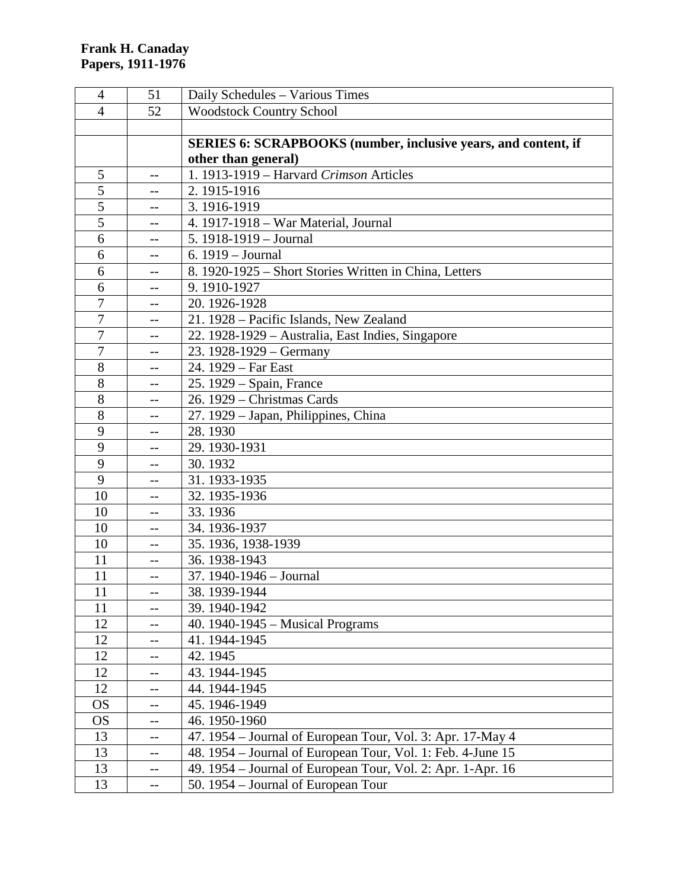**Frank H. Canaday**
**Papers, 1911-1976**

| | | |
|---|---|---|
| 4 | 51 | Daily Schedules – Various Times |
| 4 | 52 | Woodstock Country School |
| | | |
| | | **SERIES 6: SCRAPBOOKS (number, inclusive years, and content, if other than general)** |
| 5 | -- | 1. 1913-1919 – Harvard *Crimson* Articles |
| 5 | -- | 2. 1915-1916 |
| 5 | -- | 3. 1916-1919 |
| 5 | -- | 4. 1917-1918 – War Material, Journal |
| 6 | -- | 5. 1918-1919 – Journal |
| 6 | -- | 6. 1919 – Journal |
| 6 | -- | 8. 1920-1925 – Short Stories Written in China, Letters |
| 6 | -- | 9. 1910-1927 |
| 7 | -- | 20. 1926-1928 |
| 7 | -- | 21. 1928 – Pacific Islands, New Zealand |
| 7 | -- | 22. 1928-1929 – Australia, East Indies, Singapore |
| 7 | -- | 23. 1928-1929 – Germany |
| 8 | -- | 24. 1929 – Far East |
| 8 | -- | 25. 1929 – Spain, France |
| 8 | -- | 26. 1929 – Christmas Cards |
| 8 | -- | 27. 1929 – Japan, Philippines, China |
| 9 | -- | 28. 1930 |
| 9 | -- | 29. 1930-1931 |
| 9 | -- | 30. 1932 |
| 9 | -- | 31. 1933-1935 |
| 10 | -- | 32. 1935-1936 |
| 10 | -- | 33. 1936 |
| 10 | -- | 34. 1936-1937 |
| 10 | -- | 35. 1936, 1938-1939 |
| 11 | -- | 36. 1938-1943 |
| 11 | -- | 37. 1940-1946 – Journal |
| 11 | -- | 38. 1939-1944 |
| 11 | -- | 39. 1940-1942 |
| 12 | -- | 40. 1940-1945 – Musical Programs |
| 12 | -- | 41. 1944-1945 |
| 12 | -- | 42. 1945 |
| 12 | -- | 43. 1944-1945 |
| 12 | -- | 44. 1944-1945 |
| OS | -- | 45. 1946-1949 |
| OS | -- | 46. 1950-1960 |
| 13 | -- | 47. 1954 – Journal of European Tour, Vol. 3: Apr. 17-May 4 |
| 13 | -- | 48. 1954 – Journal of European Tour, Vol. 1: Feb. 4-June 15 |
| 13 | -- | 49. 1954 – Journal of European Tour, Vol. 2: Apr. 1-Apr. 16 |
| 13 | -- | 50. 1954 – Journal of European Tour |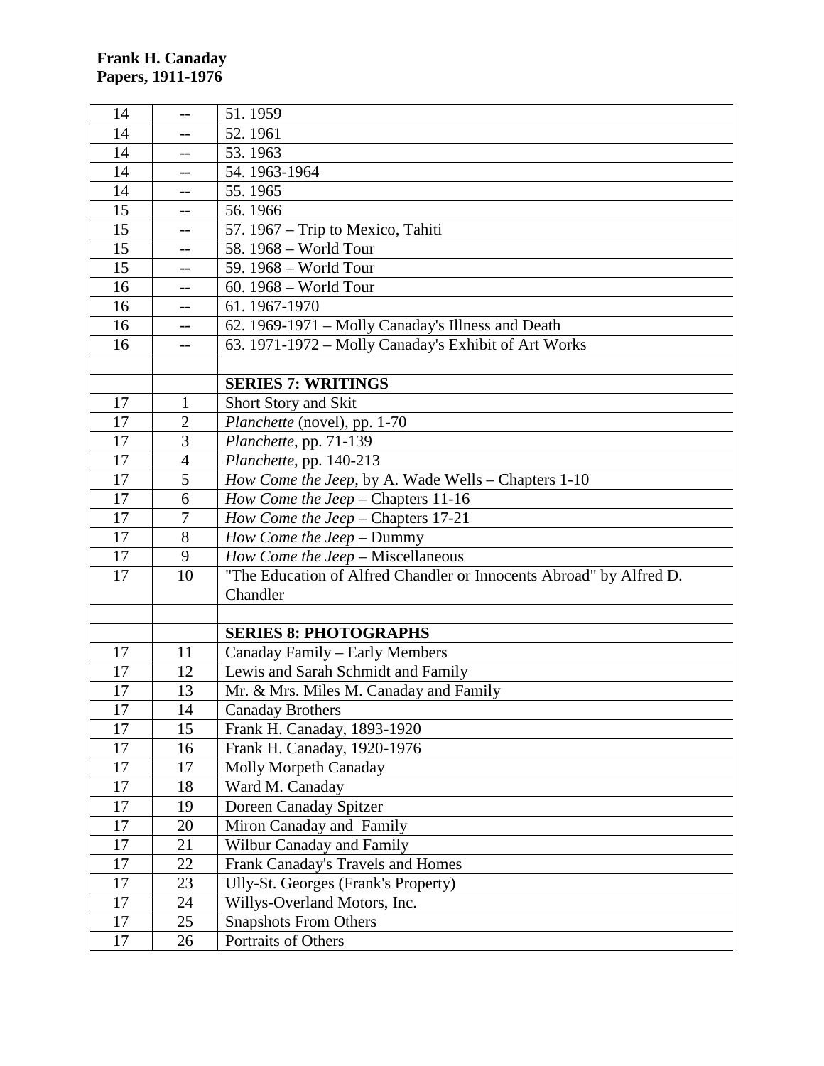**Frank H. Canaday**
**Papers, 1911-1976**

| | | |
|---|---|---|
| 14 | -- | 51. 1959 |
| 14 | -- | 52. 1961 |
| 14 | -- | 53. 1963 |
| 14 | -- | 54. 1963-1964 |
| 14 | -- | 55. 1965 |
| 15 | -- | 56. 1966 |
| 15 | -- | 57. 1967 – Trip to Mexico, Tahiti |
| 15 | -- | 58. 1968 – World Tour |
| 15 | -- | 59. 1968 – World Tour |
| 16 | -- | 60. 1968 – World Tour |
| 16 | -- | 61. 1967-1970 |
| 16 | -- | 62. 1969-1971 – Molly Canaday's Illness and Death |
| 16 | -- | 63. 1971-1972 – Molly Canaday's Exhibit of Art Works |
| | | |
| | | **SERIES 7: WRITINGS** |
| 17 | 1 | Short Story and Skit |
| 17 | 2 | *Planchette* (novel), pp. 1-70 |
| 17 | 3 | *Planchette*, pp. 71-139 |
| 17 | 4 | *Planchette*, pp. 140-213 |
| 17 | 5 | *How Come the Jeep*, by A. Wade Wells – Chapters 1-10 |
| 17 | 6 | *How Come the Jeep* – Chapters 11-16 |
| 17 | 7 | *How Come the Jeep* – Chapters 17-21 |
| 17 | 8 | *How Come the Jeep* – Dummy |
| 17 | 9 | *How Come the Jeep* – Miscellaneous |
| 17 | 10 | "The Education of Alfred Chandler or Innocents Abroad" by Alfred D. Chandler |
| | | |
| | | **SERIES 8: PHOTOGRAPHS** |
| 17 | 11 | Canaday Family – Early Members |
| 17 | 12 | Lewis and Sarah Schmidt and Family |
| 17 | 13 | Mr. & Mrs. Miles M. Canaday and Family |
| 17 | 14 | Canaday Brothers |
| 17 | 15 | Frank H. Canaday, 1893-1920 |
| 17 | 16 | Frank H. Canaday, 1920-1976 |
| 17 | 17 | Molly Morpeth Canaday |
| 17 | 18 | Ward M. Canaday |
| 17 | 19 | Doreen Canaday Spitzer |
| 17 | 20 | Miron Canaday and Family |
| 17 | 21 | Wilbur Canaday and Family |
| 17 | 22 | Frank Canaday's Travels and Homes |
| 17 | 23 | Ully-St. Georges (Frank's Property) |
| 17 | 24 | Willys-Overland Motors, Inc. |
| 17 | 25 | Snapshots From Others |
| 17 | 26 | Portraits of Others |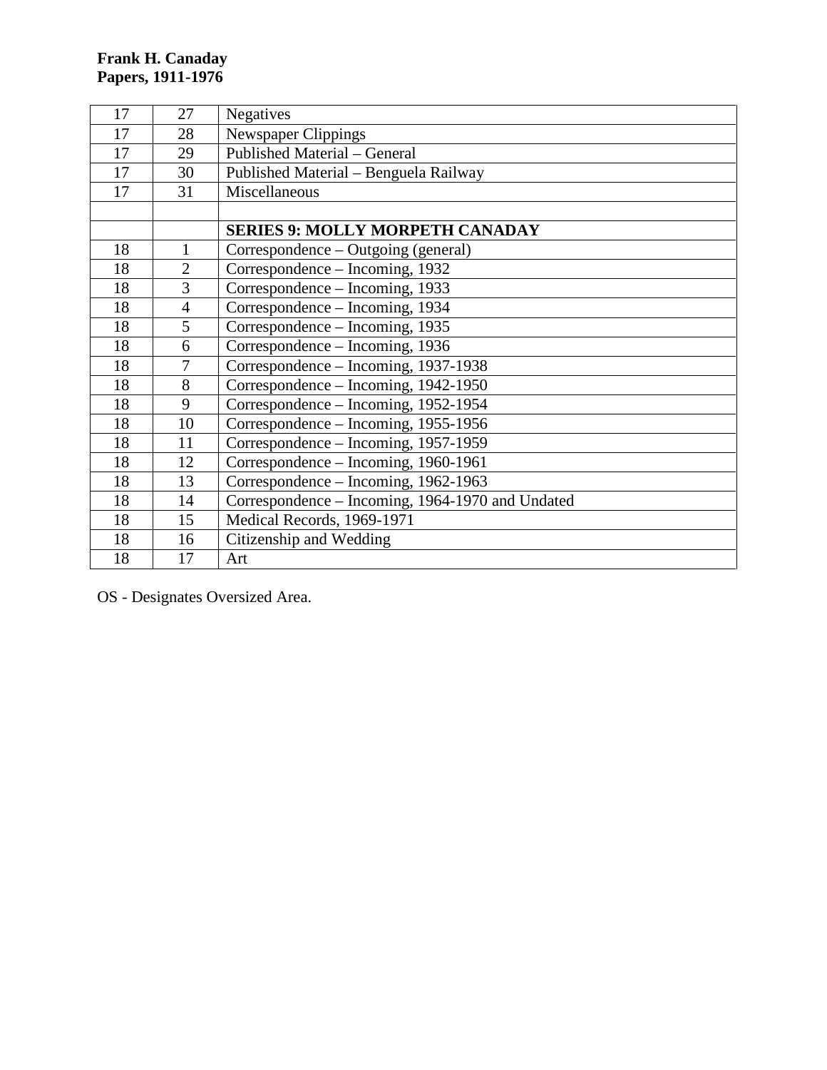**Frank H. Canaday**
**Papers, 1911-1976**

| | | |
|---|---|---|
| 17 | 27 | Negatives |
| 17 | 28 | Newspaper Clippings |
| 17 | 29 | Published Material – General |
| 17 | 30 | Published Material – Benguela Railway |
| 17 | 31 | Miscellaneous |
| | | |
| | | **SERIES 9: MOLLY MORPETH CANADAY** |
| 18 | 1 | Correspondence – Outgoing (general) |
| 18 | 2 | Correspondence – Incoming, 1932 |
| 18 | 3 | Correspondence – Incoming, 1933 |
| 18 | 4 | Correspondence – Incoming, 1934 |
| 18 | 5 | Correspondence – Incoming, 1935 |
| 18 | 6 | Correspondence – Incoming, 1936 |
| 18 | 7 | Correspondence – Incoming, 1937-1938 |
| 18 | 8 | Correspondence – Incoming, 1942-1950 |
| 18 | 9 | Correspondence – Incoming, 1952-1954 |
| 18 | 10 | Correspondence – Incoming, 1955-1956 |
| 18 | 11 | Correspondence – Incoming, 1957-1959 |
| 18 | 12 | Correspondence – Incoming, 1960-1961 |
| 18 | 13 | Correspondence – Incoming, 1962-1963 |
| 18 | 14 | Correspondence – Incoming, 1964-1970 and Undated |
| 18 | 15 | Medical Records, 1969-1971 |
| 18 | 16 | Citizenship and Wedding |
| 18 | 17 | Art |

OS - Designates Oversized Area.